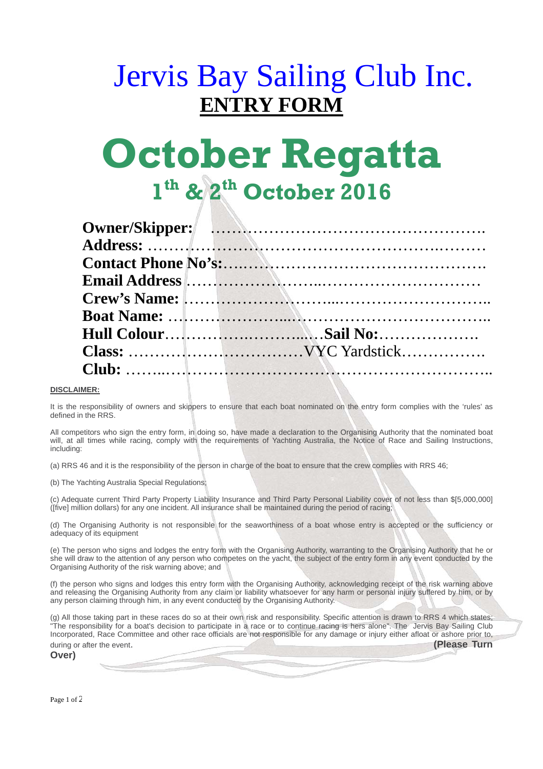# Jervis Bay Sailing Club Inc.

## ENTRY FORM

# October Regatta

## 1th & 2th October 2016

**Owner/Skipper:** ………………………………………………

**Address:** ……………………………………………………………

**Contact Phone No's:**………………………………………………

**Email Address** ……………………..…………………………

**Crew's Name:** ……………………………...………………………..

**Boat Name:** ………………………...………………………………..

**Hull Colour**……………………….……...….**Sail No:**……………….

**Class:** ……………………………VYC Yardstick……………

**Club:** ……..……………………………………………………………..

**DISCLAIMER:**

It is the responsibility of owners and skippers to ensure that each boat nominated on the entry form complies with the 'rules' as defined in the RRS.

All competitors who sign the entry form, in doing so, have made a declaration to the Organising Authority that the nominated boat will, at all times while racing, comply with the requirements of Yachting Australia, the Notice of Race and Sailing Instructions, including:

(a) RRS 46 and it is the responsibility of the person in charge of the boat to ensure that the crew complies with RRS 46;

(b) The Yachting Australia Special Regulations;

(c) Adequate current Third Party Property Liability Insurance and Third Party Personal Liability cover of not less than $[5,000,000] ([five] million dollars) for any one incident. All insurance shall be maintained during the period of racing;

(d) The Organising Authority is not responsible for the seaworthiness of a boat whose entry is accepted or the sufficiency or adequacy of its equipment

(e) The person who signs and lodges the entry form with the Organising Authority, warranting to the Organising Authority that he or she will draw to the attention of any person who competes on the yacht, the subject of the entry form in any event conducted by the Organising Authority of the risk warning above; and

(f) the person who signs and lodges this entry form with the Organising Authority, acknowledging receipt of the risk warning above and releasing the Organising Authority from any claim or liability whatsoever for any harm or personal injury suffered by him, or by any person claiming through him, in any event conducted by the Organising Authority.

(g) All those taking part in these races do so at their own risk and responsibility. Specific attention is drawn to RRS 4 which states; "The responsibility for a boat's decision to participate in a race or to continue racing is hers alone". The Jervis Bay Sailing Club Incorporated, Race Committee and other race officials are not responsible for any damage or injury either afloat or ashore prior to, during or after the event.

**(Please Turn Over)**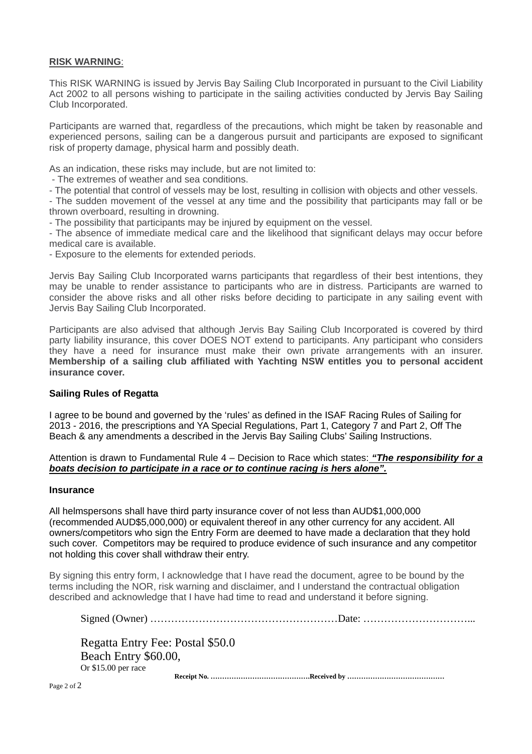**RISK WARNING**:

This RISK WARNING is issued by Jervis Bay Sailing Club Incorporated in pursuant to the Civil Liability Act 2002 to all persons wishing to participate in the sailing activities conducted by Jervis Bay Sailing Club Incorporated.

Participants are warned that, regardless of the precautions, which might be taken by reasonable and experienced persons, sailing can be a dangerous pursuit and participants are exposed to significant risk of property damage, physical harm and possibly death.

As an indication, these risks may include, but are not limited to:

- The extremes of weather and sea conditions.
- The potential that control of vessels may be lost, resulting in collision with objects and other vessels.
- The sudden movement of the vessel at any time and the possibility that participants may fall or be thrown overboard, resulting in drowning.
- The possibility that participants may be injured by equipment on the vessel.
- The absence of immediate medical care and the likelihood that significant delays may occur before medical care is available.
- Exposure to the elements for extended periods.

Jervis Bay Sailing Club Incorporated warns participants that regardless of their best intentions, they may be unable to render assistance to participants who are in distress. Participants are warned to consider the above risks and all other risks before deciding to participate in any sailing event with Jervis Bay Sailing Club Incorporated.

Participants are also advised that although Jervis Bay Sailing Club Incorporated is covered by third party liability insurance, this cover DOES NOT extend to participants. Any participant who considers they have a need for insurance must make their own private arrangements with an insurer. **Membership of a sailing club affiliated with Yachting NSW entitles you to personal accident insurance cover.**

**Sailing Rules of Regatta**

I agree to be bound and governed by the 'rules' as defined in the ISAF Racing Rules of Sailing for 2013 - 2016, the prescriptions and YA Special Regulations, Part 1, Category 7 and Part 2, Off The Beach & any amendments a described in the Jervis Bay Sailing Clubs' Sailing Instructions.

Attention is drawn to Fundamental Rule 4 – Decision to Race which states: ***"The responsibility for a boats decision to participate in a race or to continue racing is hers alone".***

**Insurance**

All helmspersons shall have third party insurance cover of not less than AUD$1,000,000 (recommended AUD$5,000,000) or equivalent thereof in any other currency for any accident. All owners/competitors who sign the Entry Form are deemed to have made a declaration that they hold such cover. Competitors may be required to produce evidence of such insurance and any competitor not holding this cover shall withdraw their entry.

By signing this entry form, I acknowledge that I have read the document, agree to be bound by the terms including the NOR, risk warning and disclaimer, and I understand the contractual obligation described and acknowledge that I have had time to read and understand it before signing.

Signed (Owner) ………………………………………………Date: …………………………..

Regatta Entry Fee: Postal $50.0
Beach Entry $60.00,
Or $15.00 per race

**Receipt No. ……………………………………Received by ……………………………………**